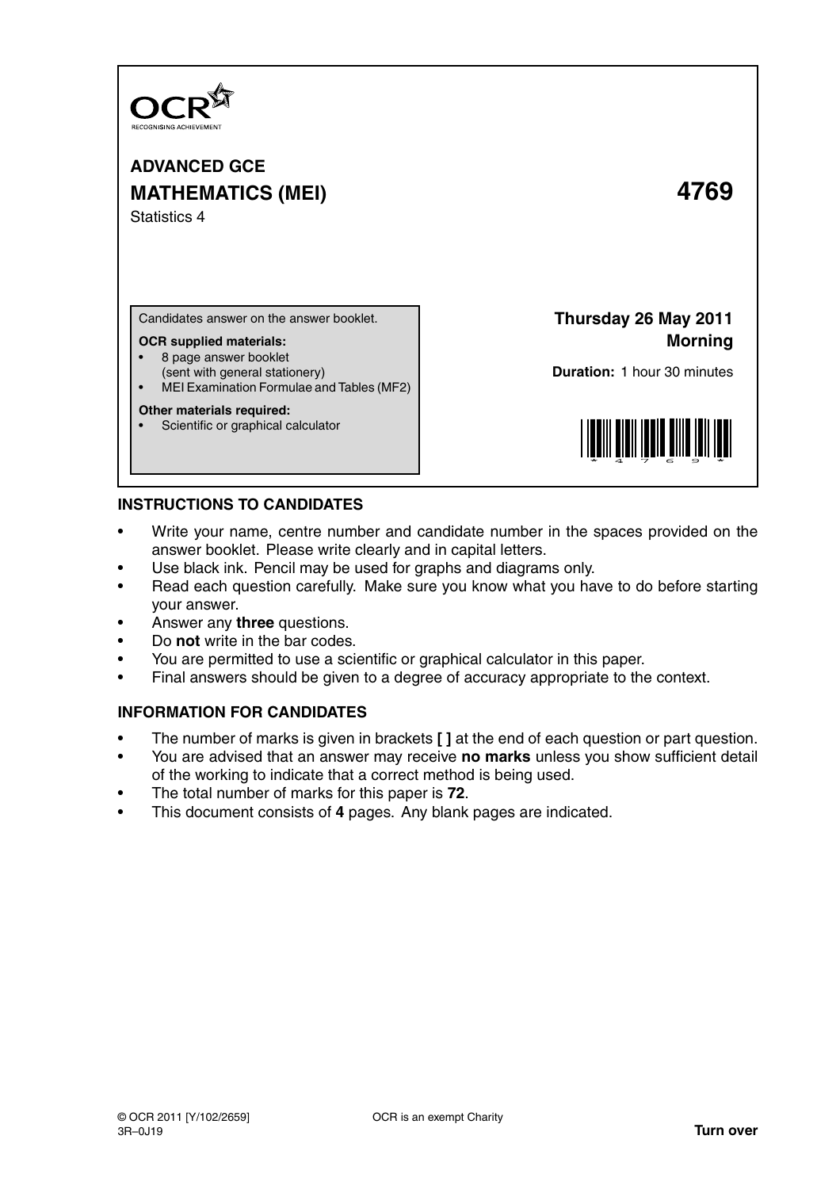OCR
RECOGNISING ACHIEVEMENT

# ADVANCED GCE

## MATHEMATICS (MEI) 4769

Statistics 4

Candidates answer on the answer booklet.

**OCR supplied materials:**

- 8 page answer booklet (sent with general stationery)
- MEI Examination Formulae and Tables (MF2)

**Other materials required:**

- Scientific or graphical calculator

**Thursday 26 May 2011**
**Morning**

**Duration:** 1 hour 30 minutes

## INSTRUCTIONS TO CANDIDATES

- Write your name, centre number and candidate number in the spaces provided on the answer booklet. Please write clearly and in capital letters.
- Use black ink. Pencil may be used for graphs and diagrams only.
- Read each question carefully. Make sure you know what you have to do before starting your answer.
- Answer any **three** questions.
- Do **not** write in the bar codes.
- You are permitted to use a scientific or graphical calculator in this paper.
- Final answers should be given to a degree of accuracy appropriate to the context.

## INFORMATION FOR CANDIDATES

- The number of marks is given in brackets **[ ]** at the end of each question or part question.
- You are advised that an answer may receive **no marks** unless you show sufficient detail of the working to indicate that a correct method is being used.
- The total number of marks for this paper is **72**.
- This document consists of **4** pages. Any blank pages are indicated.

© OCR 2011 [Y/102/2659] OCR is an exempt Charity
3R–0J19 **Turn over**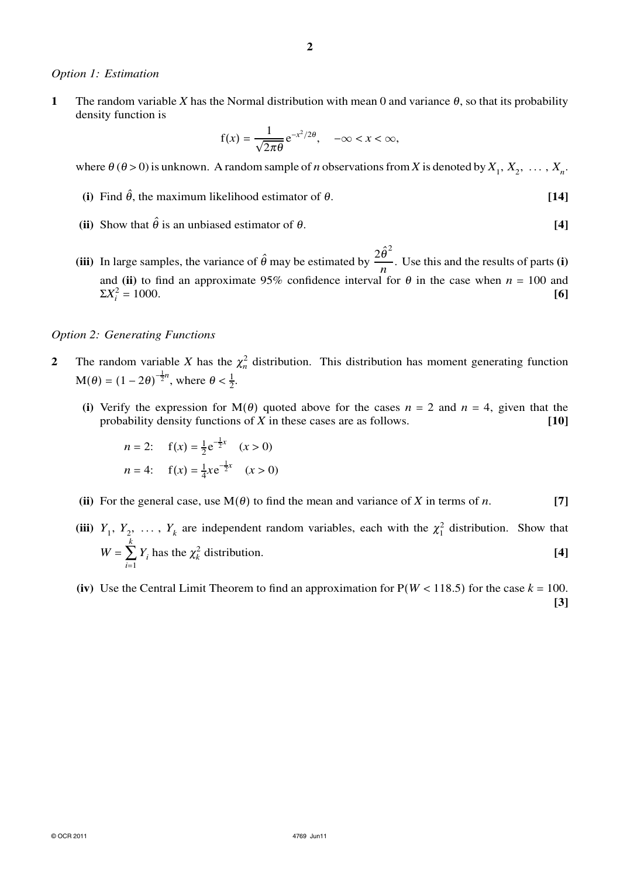*Option 1: Estimation*

**1** The random variable $X$ has the Normal distribution with mean 0 and variance $\theta$, so that its probability density function is

$$\mathrm{f}(x) = \frac{1}{\sqrt{2\pi\theta}} \mathrm{e}^{-x^2/2\theta}, \quad -\infty < x < \infty,$$

where $\theta$ $(\theta > 0)$ is unknown. A random sample of $n$ observations from $X$ is denoted by $X_1, X_2, \ldots, X_n$.

**(i)** Find $\hat{\theta}$, the maximum likelihood estimator of $\theta$. **[14]**

**(ii)** Show that $\hat{\theta}$ is an unbiased estimator of $\theta$. **[4]**

**(iii)** In large samples, the variance of $\hat{\theta}$ may be estimated by $\dfrac{2\hat{\theta}^2}{n}$. Use this and the results of parts **(i)** and **(ii)** to find an approximate 95% confidence interval for $\theta$ in the case when $n = 100$ and $\Sigma X_i^2 = 1000$. **[6]**

*Option 2: Generating Functions*

**2** The random variable $X$ has the $\chi_n^2$ distribution. This distribution has moment generating function $\mathrm{M}(\theta) = (1 - 2\theta)^{-\frac{1}{2}n}$, where $\theta < \frac{1}{2}$.

**(i)** Verify the expression for $\mathrm{M}(\theta)$ quoted above for the cases $n = 2$ and $n = 4$, given that the probability density functions of $X$ in these cases are as follows. **[10]**

$n = 2$: $\quad \mathrm{f}(x) = \frac{1}{2}\mathrm{e}^{-\frac{1}{2}x} \quad (x > 0)$

$n = 4$: $\quad \mathrm{f}(x) = \frac{1}{4}x\mathrm{e}^{-\frac{1}{2}x} \quad (x > 0)$

**(ii)** For the general case, use $\mathrm{M}(\theta)$ to find the mean and variance of $X$ in terms of $n$. **[7]**

**(iii)** $Y_1, Y_2, \ldots, Y_k$ are independent random variables, each with the $\chi_1^2$ distribution. Show that $W = \sum_{i=1}^{k} Y_i$ has the $\chi_k^2$ distribution. **[4]**

**(iv)** Use the Central Limit Theorem to find an approximation for $\mathrm{P}(W < 118.5)$ for the case $k = 100$. **[3]**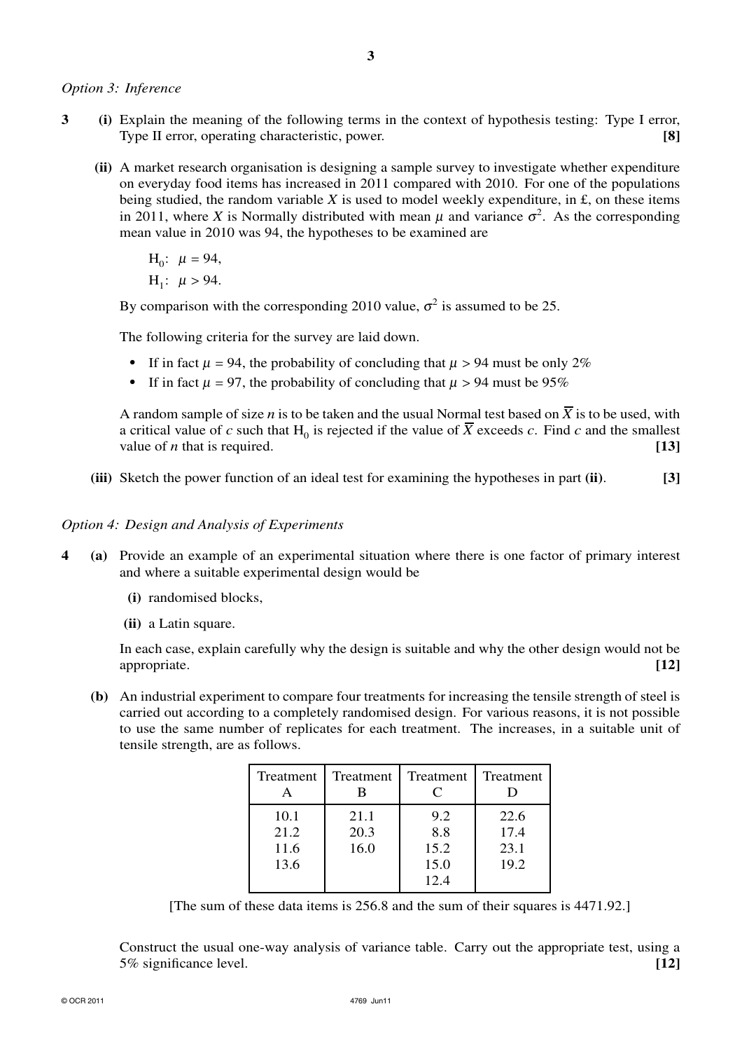*Option 3: Inference*

**3** **(i)** Explain the meaning of the following terms in the context of hypothesis testing: Type I error, Type II error, operating characteristic, power. **[8]**

**(ii)** A market research organisation is designing a sample survey to investigate whether expenditure on everyday food items has increased in 2011 compared with 2010. For one of the populations being studied, the random variable $X$ is used to model weekly expenditure, in £, on these items in 2011, where $X$ is Normally distributed with mean $\mu$ and variance $\sigma^2$. As the corresponding mean value in 2010 was 94, the hypotheses to be examined are

$H_0$: $\mu = 94$,

$H_1$: $\mu > 94$.

By comparison with the corresponding 2010 value, $\sigma^2$ is assumed to be 25.

The following criteria for the survey are laid down.

- If in fact $\mu = 94$, the probability of concluding that $\mu > 94$ must be only 2%
- If in fact $\mu = 97$, the probability of concluding that $\mu > 94$ must be 95%

A random sample of size $n$ is to be taken and the usual Normal test based on $\overline{X}$ is to be used, with a critical value of $c$ such that $H_0$ is rejected if the value of $\overline{X}$ exceeds $c$. Find $c$ and the smallest value of $n$ that is required. **[13]**

**(iii)** Sketch the power function of an ideal test for examining the hypotheses in part **(ii)**. **[3]**

*Option 4: Design and Analysis of Experiments*

**4** **(a)** Provide an example of an experimental situation where there is one factor of primary interest and where a suitable experimental design would be

**(i)** randomised blocks,

**(ii)** a Latin square.

In each case, explain carefully why the design is suitable and why the other design would not be appropriate. **[12]**

**(b)** An industrial experiment to compare four treatments for increasing the tensile strength of steel is carried out according to a completely randomised design. For various reasons, it is not possible to use the same number of replicates for each treatment. The increases, in a suitable unit of tensile strength, are as follows.

| Treatment A | Treatment B | Treatment C | Treatment D |
|---|---|---|---|
| 10.1 | 21.1 | 9.2 | 22.6 |
| 21.2 | 20.3 | 8.8 | 17.4 |
| 11.6 | 16.0 | 15.2 | 23.1 |
| 13.6 | | 15.0 | 19.2 |
| | | 12.4 | |

[The sum of these data items is 256.8 and the sum of their squares is 4471.92.]

Construct the usual one-way analysis of variance table. Carry out the appropriate test, using a 5% significance level. **[12]**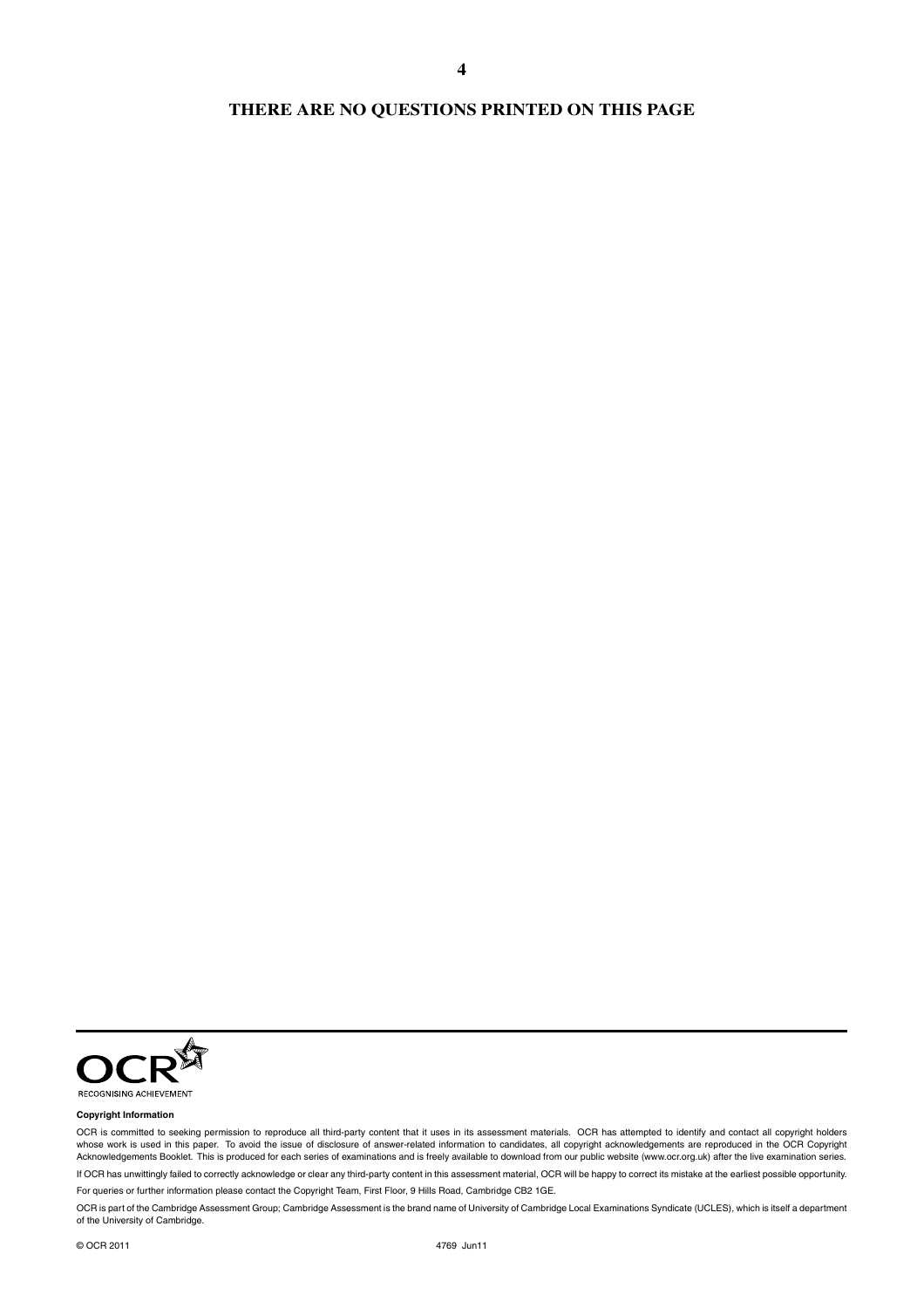**THERE ARE NO QUESTIONS PRINTED ON THIS PAGE**

OCR
RECOGNISING ACHIEVEMENT

**Copyright Information**

OCR is committed to seeking permission to reproduce all third-party content that it uses in its assessment materials. OCR has attempted to identify and contact all copyright holders whose work is used in this paper. To avoid the issue of disclosure of answer-related information to candidates, all copyright acknowledgements are reproduced in the OCR Copyright Acknowledgements Booklet. This is produced for each series of examinations and is freely available to download from our public website (www.ocr.org.uk) after the live examination series.

If OCR has unwittingly failed to correctly acknowledge or clear any third-party content in this assessment material, OCR will be happy to correct its mistake at the earliest possible opportunity.

For queries or further information please contact the Copyright Team, First Floor, 9 Hills Road, Cambridge CB2 1GE.

OCR is part of the Cambridge Assessment Group; Cambridge Assessment is the brand name of University of Cambridge Local Examinations Syndicate (UCLES), which is itself a department of the University of Cambridge.

© OCR 2011 4769 Jun11